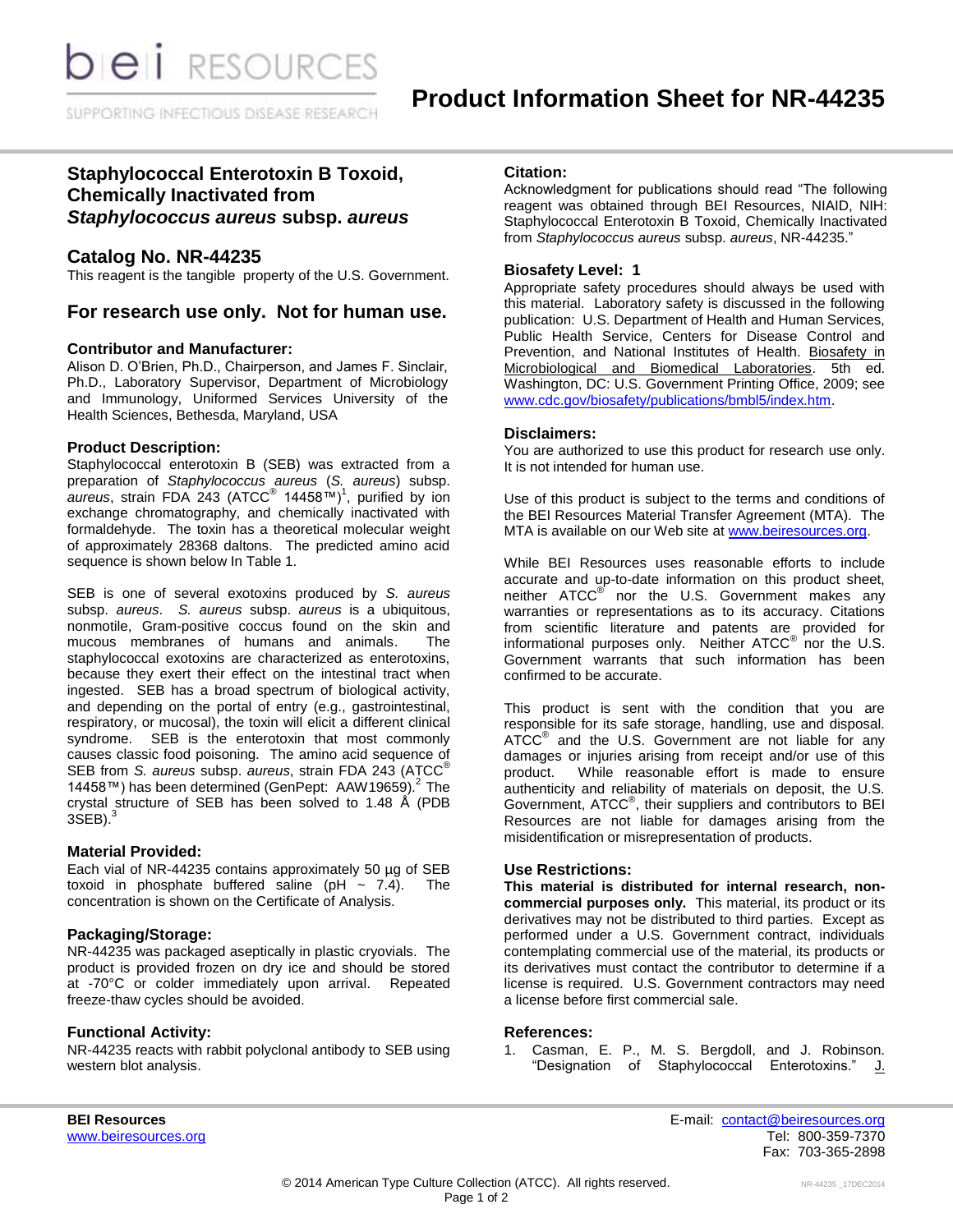# Product Information Sheet for NR-44235

## Staphylococcal Enterotoxin B Toxoid, Chemically Inactivated from *Staphylococcus aureus* subsp. *aureus*

## Catalog No. NR-44235

This reagent is the tangible property of the U.S. Government.

## For research use only. Not for human use.

### Contributor and Manufacturer:

Alison D. O'Brien, Ph.D., Chairperson, and James F. Sinclair, Ph.D., Laboratory Supervisor, Department of Microbiology and Immunology, Uniformed Services University of the Health Sciences, Bethesda, Maryland, USA

### Product Description:

Staphylococcal enterotoxin B (SEB) was extracted from a preparation of *Staphylococcus aureus* (*S. aureus*) subsp. *aureus*, strain FDA 243 (ATCC® 14458™)[1], purified by ion exchange chromatography, and chemically inactivated with formaldehyde. The toxin has a theoretical molecular weight of approximately 28368 daltons. The predicted amino acid sequence is shown below In Table 1.

SEB is one of several exotoxins produced by *S. aureus* subsp. *aureus*. *S. aureus* subsp. *aureus* is a ubiquitous, nonmotile, Gram-positive coccus found on the skin and mucous membranes of humans and animals. The staphylococcal exotoxins are characterized as enterotoxins, because they exert their effect on the intestinal tract when ingested. SEB has a broad spectrum of biological activity, and depending on the portal of entry (e.g., gastrointestinal, respiratory, or mucosal), the toxin will elicit a different clinical syndrome. SEB is the enterotoxin that most commonly causes classic food poisoning. The amino acid sequence of SEB from *S. aureus* subsp. *aureus*, strain FDA 243 (ATCC® 14458™) has been determined (GenPept: AAW19659).[2] The crystal structure of SEB has been solved to 1.48 Å (PDB 3SEB).[3]

### Material Provided:

Each vial of NR-44235 contains approximately 50 µg of SEB toxoid in phosphate buffered saline (pH ~ 7.4). The concentration is shown on the Certificate of Analysis.

### Packaging/Storage:

NR-44235 was packaged aseptically in plastic cryovials. The product is provided frozen on dry ice and should be stored at -70°C or colder immediately upon arrival. Repeated freeze-thaw cycles should be avoided.

### Functional Activity:

NR-44235 reacts with rabbit polyclonal antibody to SEB using western blot analysis.

### Citation:

Acknowledgment for publications should read "The following reagent was obtained through BEI Resources, NIAID, NIH: Staphylococcal Enterotoxin B Toxoid, Chemically Inactivated from *Staphylococcus aureus* subsp. *aureus*, NR-44235."

### Biosafety Level: 1

Appropriate safety procedures should always be used with this material. Laboratory safety is discussed in the following publication: U.S. Department of Health and Human Services, Public Health Service, Centers for Disease Control and Prevention, and National Institutes of Health. Biosafety in Microbiological and Biomedical Laboratories. 5th ed. Washington, DC: U.S. Government Printing Office, 2009; see www.cdc.gov/biosafety/publications/bmbl5/index.htm.

### Disclaimers:

You are authorized to use this product for research use only. It is not intended for human use.

Use of this product is subject to the terms and conditions of the BEI Resources Material Transfer Agreement (MTA). The MTA is available on our Web site at www.beiresources.org.

While BEI Resources uses reasonable efforts to include accurate and up-to-date information on this product sheet, neither ATCC® nor the U.S. Government makes any warranties or representations as to its accuracy. Citations from scientific literature and patents are provided for informational purposes only. Neither ATCC® nor the U.S. Government warrants that such information has been confirmed to be accurate.

This product is sent with the condition that you are responsible for its safe storage, handling, use and disposal. ATCC® and the U.S. Government are not liable for any damages or injuries arising from receipt and/or use of this product. While reasonable effort is made to ensure authenticity and reliability of materials on deposit, the U.S. Government, ATCC®, their suppliers and contributors to BEI Resources are not liable for damages arising from the misidentification or misrepresentation of products.

### Use Restrictions:

**This material is distributed for internal research, non-commercial purposes only.** This material, its product or its derivatives may not be distributed to third parties. Except as performed under a U.S. Government contract, individuals contemplating commercial use of the material, its products or its derivatives must contact the contributor to determine if a license is required. U.S. Government contractors may need a license before first commercial sale.

### References:

1. Casman, E. P., M. S. Bergdoll, and J. Robinson. "Designation of Staphylococcal Enterotoxins." J.

**BEI Resources**
www.beiresources.org

E-mail: contact@beiresources.org
Tel: 800-359-7370
Fax: 703-365-2898

© 2014 American Type Culture Collection (ATCC). All rights reserved.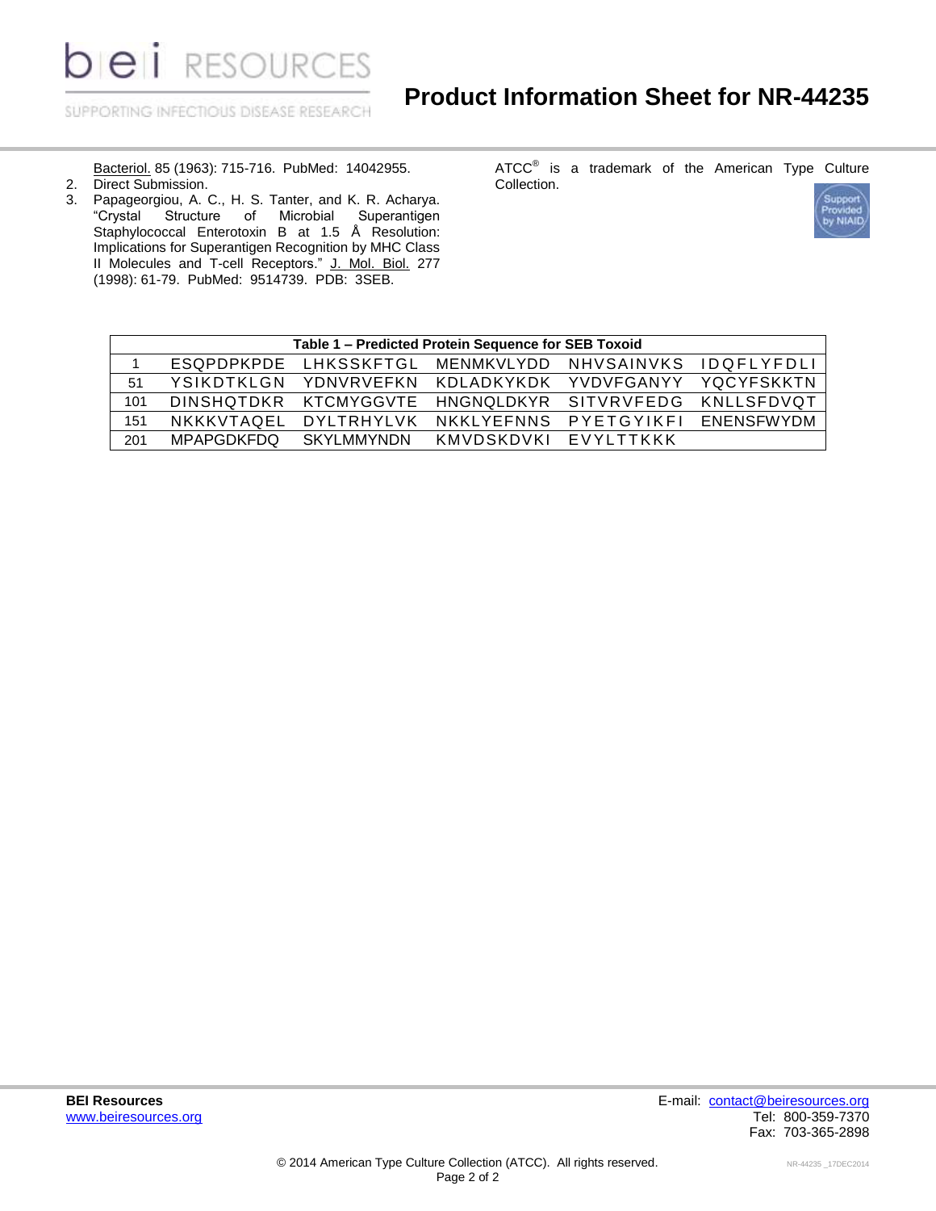Bacteriol. 85 (1963): 715-716. PubMed: 14042955.

2. Direct Submission.
3. Papageorgiou, A. C., H. S. Tanter, and K. R. Acharya. "Crystal Structure of Microbial Superantigen Staphylococcal Enterotoxin B at 1.5 Å Resolution: Implications for Superantigen Recognition by MHC Class II Molecules and T-cell Receptors." J. Mol. Biol. 277 (1998): 61-79. PubMed: 9514739. PDB: 3SEB.

ATCC® is a trademark of the American Type Culture Collection.

| Table 1 – Predicted Protein Sequence for SEB Toxoid | | | | | |
|---|---|---|---|---|---|
| 1 | ESQPDPKPDE | LHKSSKFTGL | MENMKVLYDD | NHVSAINVKS | IDQFLYFDLI |
| 51 | YSIKDTKLGN | YDNVRVEFKN | KDLADKYKDK | YVDVFGANYY | YQCYFSKKTN |
| 101 | DINSHQTDKR | KTCMYGGVTE | HNGNQLDKYR | SITVRVFEDG | KNLLSFDVQT |
| 151 | NKKKVTAQEL | DYLTRHYLVK | NKKLYEFNNS | PYETGYIKFI | ENENSFWYDM |
| 201 | MPAPGDKFDQ | SKYLMMYNDN | KMVDSKDVKI | EVYLTTKKK | |

**BEI Resources**
www.beiresources.org

E-mail: contact@beiresources.org
Tel: 800-359-7370
Fax: 703-365-2898

© 2014 American Type Culture Collection (ATCC). All rights reserved.